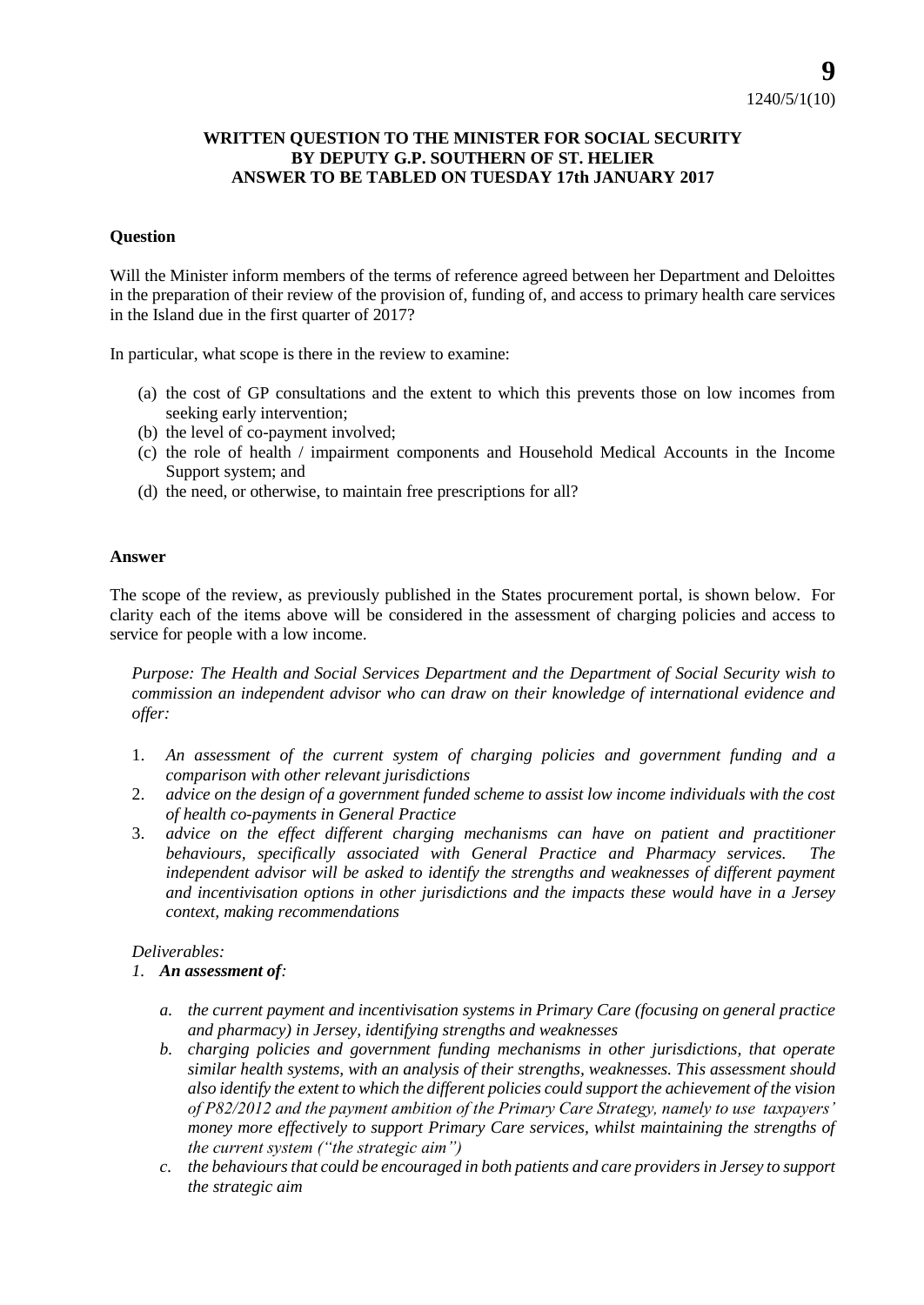**9**

1240/5/1(10)

**WRITTEN QUESTION TO THE MINISTER FOR SOCIAL SECURITY BY DEPUTY G.P. SOUTHERN OF ST. HELIER ANSWER TO BE TABLED ON TUESDAY 17th JANUARY 2017**

**Question**

Will the Minister inform members of the terms of reference agreed between her Department and Deloittes in the preparation of their review of the provision of, funding of, and access to primary health care services in the Island due in the first quarter of 2017?

In particular, what scope is there in the review to examine:

(a) the cost of GP consultations and the extent to which this prevents those on low incomes from seeking early intervention;
(b) the level of co-payment involved;
(c) the role of health / impairment components and Household Medical Accounts in the Income Support system; and
(d) the need, or otherwise, to maintain free prescriptions for all?

**Answer**

The scope of the review, as previously published in the States procurement portal, is shown below. For clarity each of the items above will be considered in the assessment of charging policies and access to service for people with a low income.

*Purpose: The Health and Social Services Department and the Department of Social Security wish to commission an independent advisor who can draw on their knowledge of international evidence and offer:*

1. *An assessment of the current system of charging policies and government funding and a comparison with other relevant jurisdictions*
2. *advice on the design of a government funded scheme to assist low income individuals with the cost of health co-payments in General Practice*
3. *advice on the effect different charging mechanisms can have on patient and practitioner behaviours, specifically associated with General Practice and Pharmacy services. The independent advisor will be asked to identify the strengths and weaknesses of different payment and incentivisation options in other jurisdictions and the impacts these would have in a Jersey context, making recommendations*

*Deliverables:*

1. ***An assessment of**:*
   a. *the current payment and incentivisation systems in Primary Care (focusing on general practice and pharmacy) in Jersey, identifying strengths and weaknesses*
   b. *charging policies and government funding mechanisms in other jurisdictions, that operate similar health systems, with an analysis of their strengths, weaknesses. This assessment should also identify the extent to which the different policies could support the achievement of the vision of P82/2012 and the payment ambition of the Primary Care Strategy, namely to use taxpayers' money more effectively to support Primary Care services, whilst maintaining the strengths of the current system ("the strategic aim")*
   c. *the behaviours that could be encouraged in both patients and care providers in Jersey to support the strategic aim*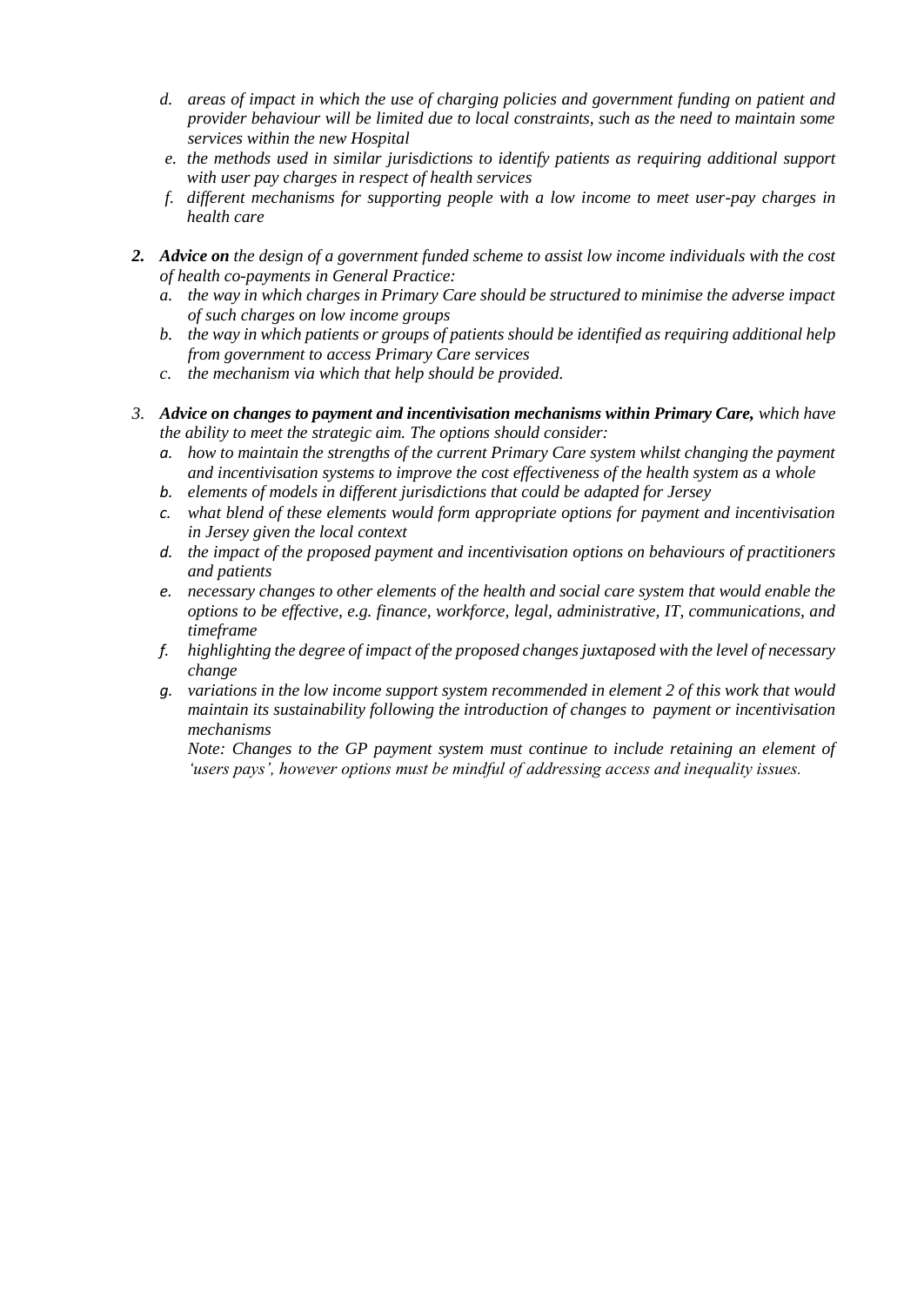d. *areas of impact in which the use of charging policies and government funding on patient and provider behaviour will be limited due to local constraints, such as the need to maintain some services within the new Hospital*
   e. *the methods used in similar jurisdictions to identify patients as requiring additional support with user pay charges in respect of health services*
   f. *different mechanisms for supporting people with a low income to meet user-pay charges in health care*

2. ***Advice on** the design of a government funded scheme to assist low income individuals with the cost of health co-payments in General Practice:*
   a. *the way in which charges in Primary Care should be structured to minimise the adverse impact of such charges on low income groups*
   b. *the way in which patients or groups of patients should be identified as requiring additional help from government to access Primary Care services*
   c. *the mechanism via which that help should be provided.*

3. ***Advice on changes to payment and incentivisation mechanisms within Primary Care,** which have the ability to meet the strategic aim. The options should consider:*
   a. *how to maintain the strengths of the current Primary Care system whilst changing the payment and incentivisation systems to improve the cost effectiveness of the health system as a whole*
   b. *elements of models in different jurisdictions that could be adapted for Jersey*
   c. *what blend of these elements would form appropriate options for payment and incentivisation in Jersey given the local context*
   d. *the impact of the proposed payment and incentivisation options on behaviours of practitioners and patients*
   e. *necessary changes to other elements of the health and social care system that would enable the options to be effective, e.g. finance, workforce, legal, administrative, IT, communications, and timeframe*
   f. *highlighting the degree of impact of the proposed changes juxtaposed with the level of necessary change*
   g. *variations in the low income support system recommended in element 2 of this work that would maintain its sustainability following the introduction of changes to payment or incentivisation mechanisms*

   *Note: Changes to the GP payment system must continue to include retaining an element of 'users pays', however options must be mindful of addressing access and inequality issues.*